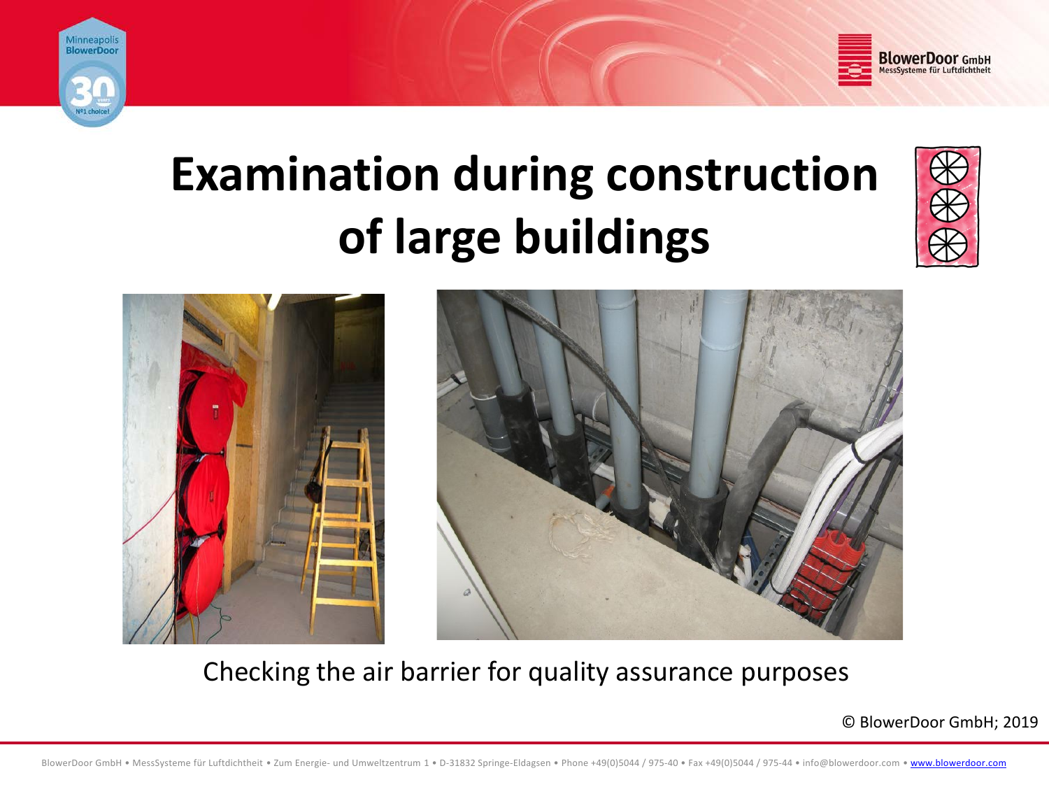# Examination during construction of large buildings

Checking the air barrier for quality assurance purposes

© BlowerDoor GmbH; 2019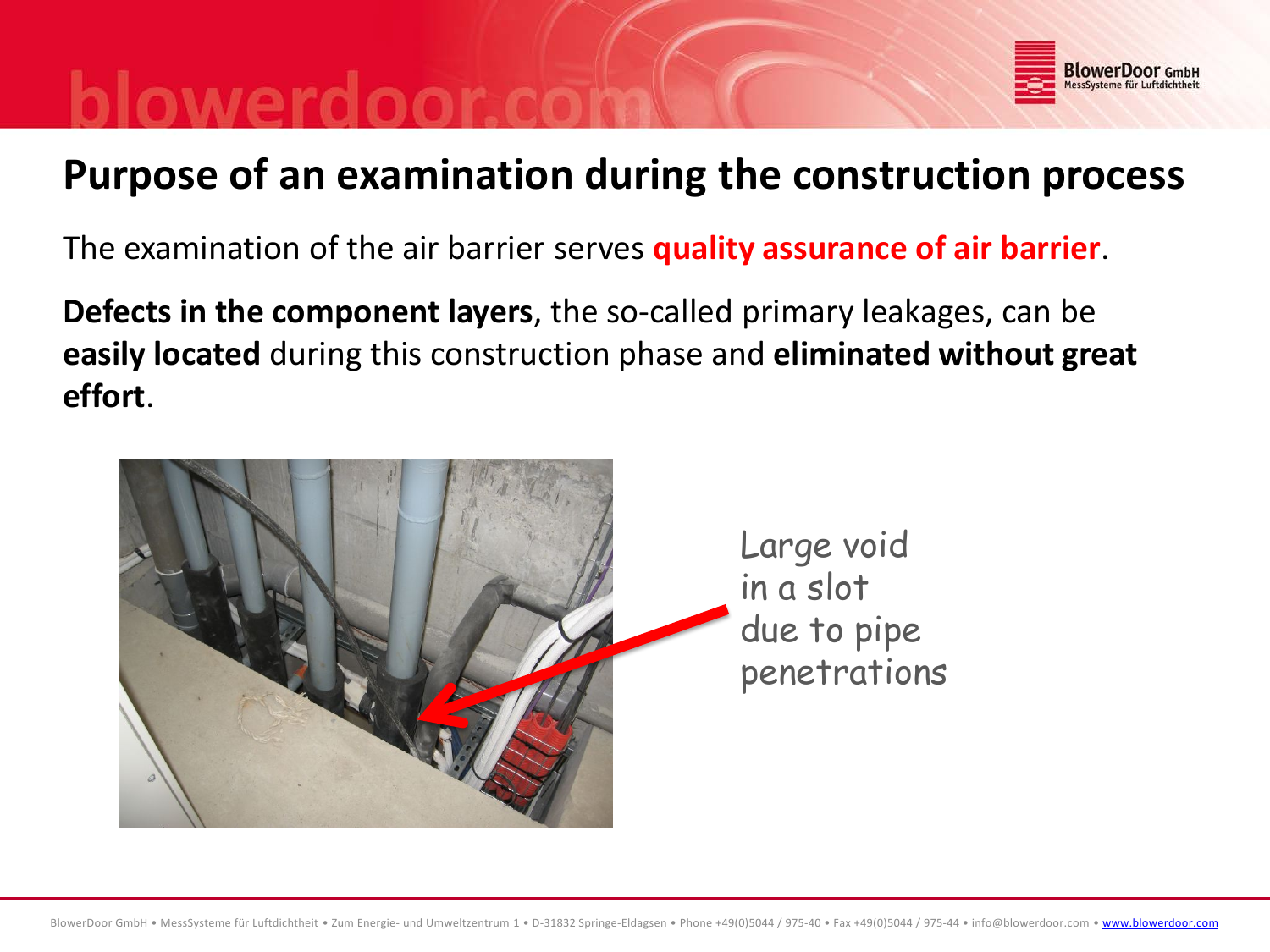# Purpose of an examination during the construction process

The examination of the air barrier serves **quality assurance of air barrier**.

**Defects in the component layers**, the so-called primary leakages, can be **easily located** during this construction phase and **eliminated without great effort**.

Large void in a slot due to pipe penetrations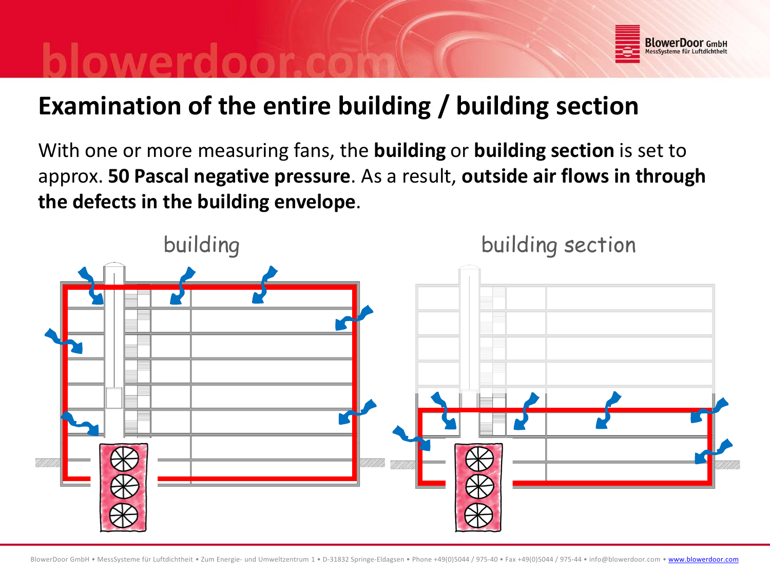# Examination of the entire building / building section

With one or more measuring fans, the **building** or **building section** is set to approx. **50 Pascal negative pressure**. As a result, **outside air flows in through the defects in the building envelope**.

building

building section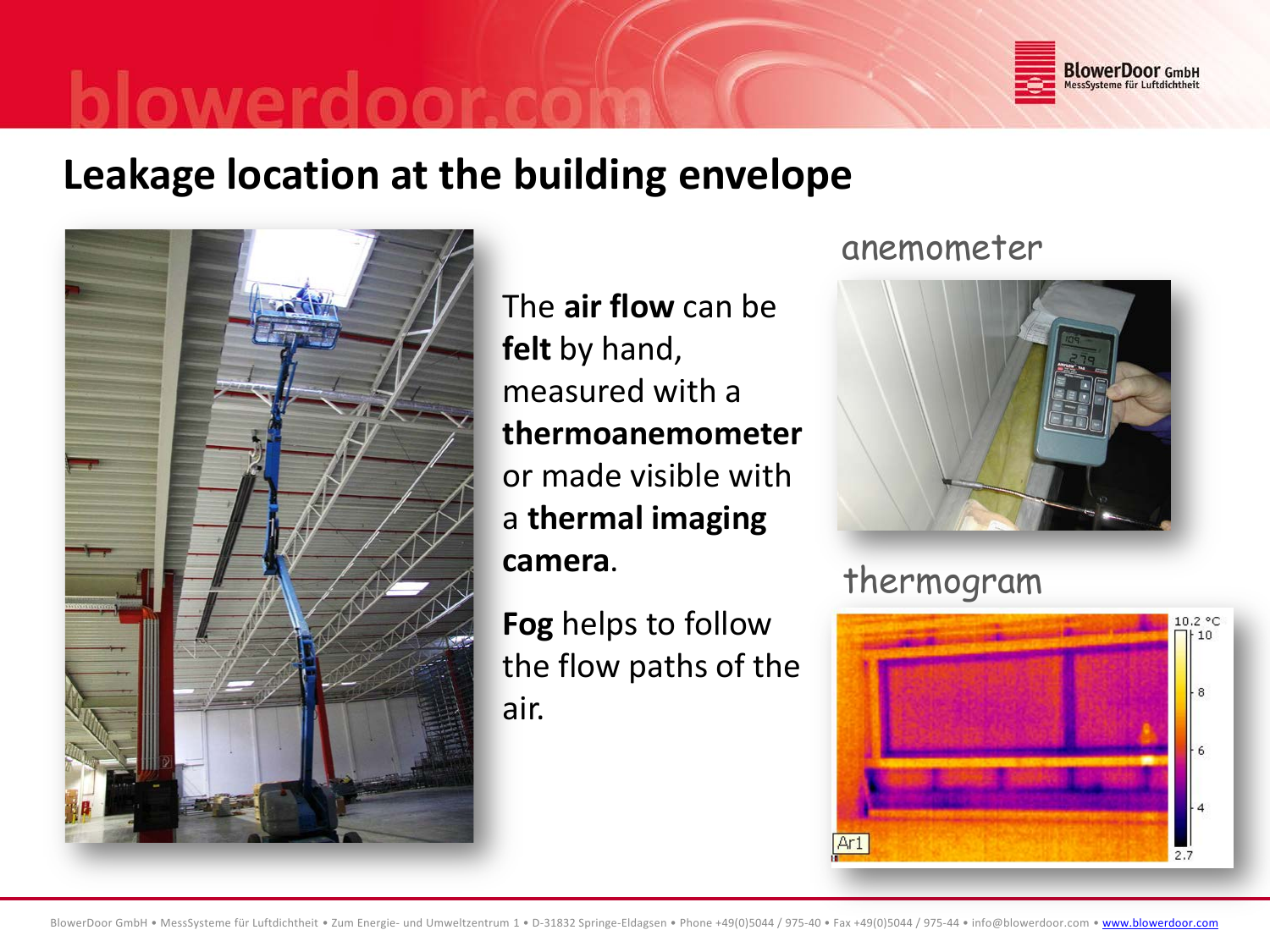# Leakage location at the building envelope

The **air flow** can be **felt** by hand, measured with a **thermoanemometer** or made visible with a **thermal imaging camera**.

**Fog** helps to follow the flow paths of the air.

anemometer

thermogram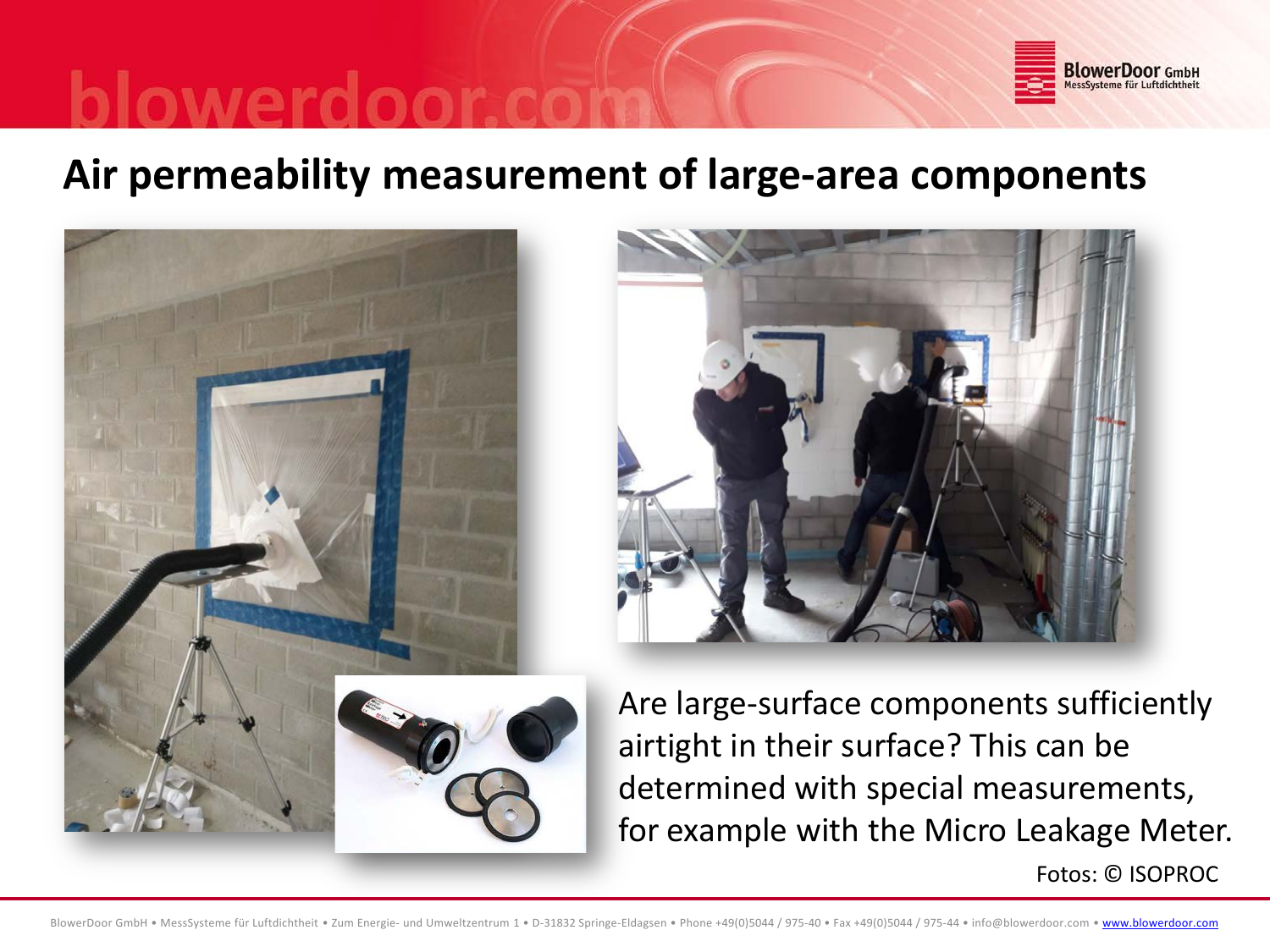# Air permeability measurement of large-area components

Are large-surface components sufficiently airtight in their surface? This can be determined with special measurements, for example with the Micro Leakage Meter.

Fotos: © ISOPROC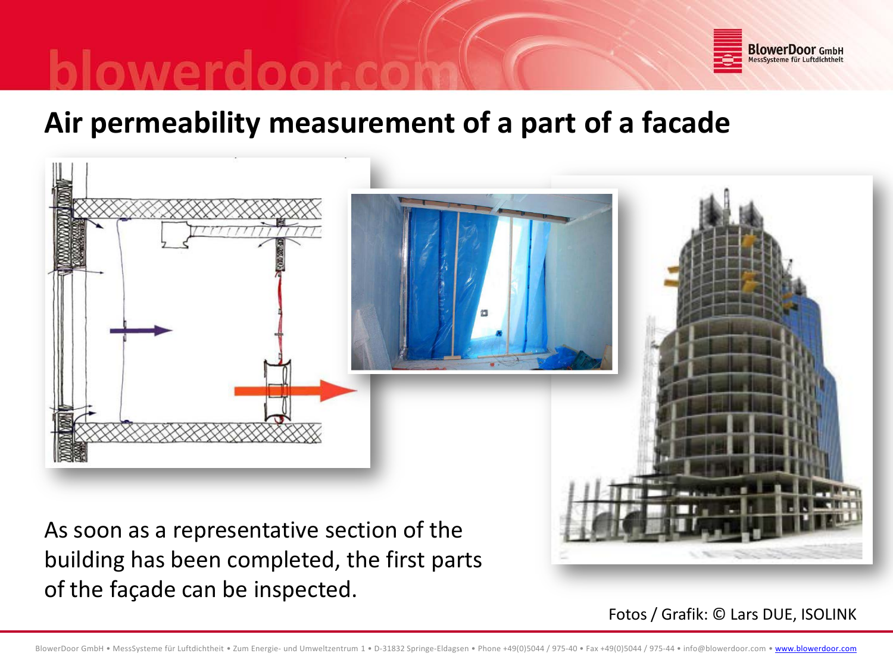## Air permeability measurement of a part of a facade

As soon as a representative section of the building has been completed, the first parts of the façade can be inspected.

Fotos / Grafik: © Lars DUE, ISOLINK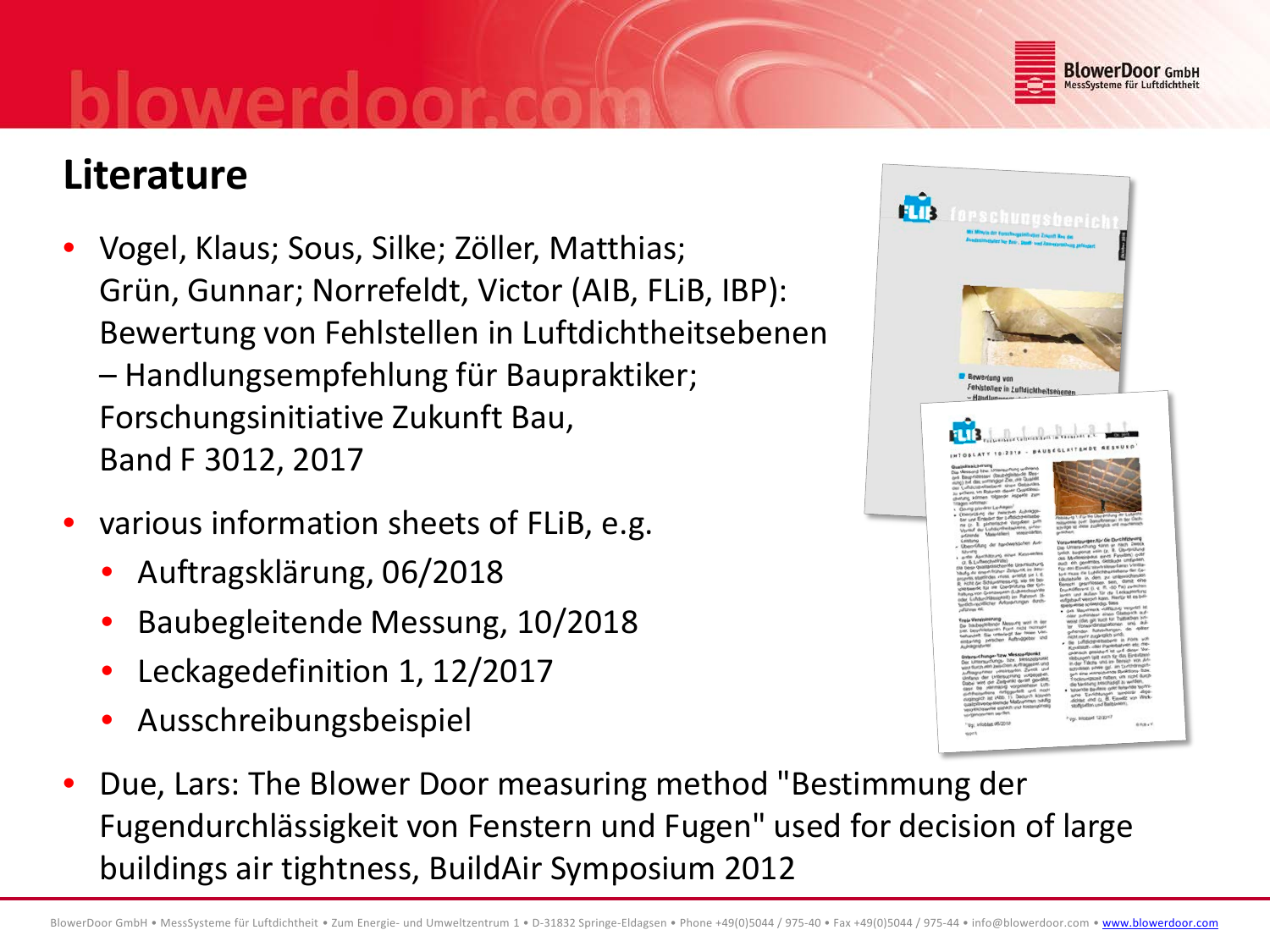# Literature

- Vogel, Klaus; Sous, Silke; Zöller, Matthias; Grün, Gunnar; Norrefeldt, Victor (AIB, FLiB, IBP): Bewertung von Fehlstellen in Luftdichtheitsebenen – Handlungsempfehlung für Baupraktiker; Forschungsinitiative Zukunft Bau, Band F 3012, 2017
- various information sheets of FLiB, e.g.
  - Auftragsklärung, 06/2018
  - Baubegleitende Messung, 10/2018
  - Leckagedefinition 1, 12/2017
  - Ausschreibungsbeispiel
- Due, Lars: The Blower Door measuring method "Bestimmung der Fugendurchlässigkeit von Fenstern und Fugen" used for decision of large buildings air tightness, BuildAir Symposium 2012